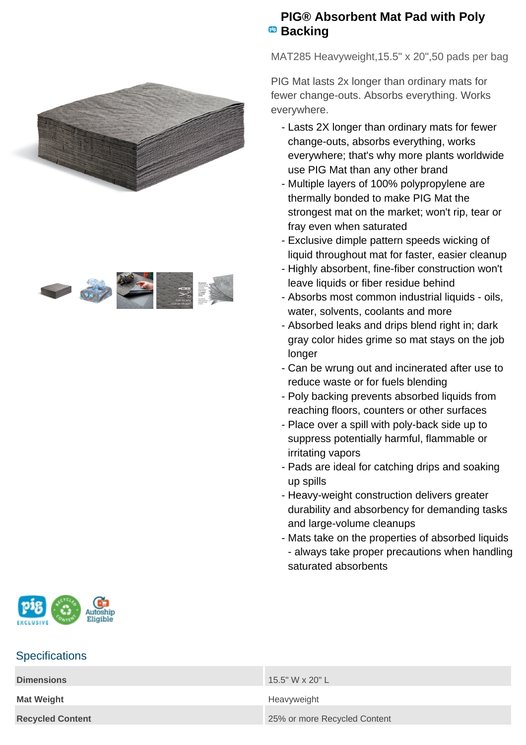# PIG® Absorbent Mat Pad with Poly Backing

MAT285 Heavyweight,15.5" x 20",50 pads per bag

PIG Mat lasts 2x longer than ordinary mats for fewer change-outs. Absorbs everything. Works everywhere.

- Lasts 2X longer than ordinary mats for fewer change-outs, absorbs everything, works everywhere; that's why more plants worldwide use PIG Mat than any other brand
- Multiple layers of 100% polypropylene are thermally bonded to make PIG Mat the strongest mat on the market; won't rip, tear or fray even when saturated
- Exclusive dimple pattern speeds wicking of liquid throughout mat for faster, easier cleanup
- Highly absorbent, fine-fiber construction won't leave liquids or fiber residue behind
- Absorbs most common industrial liquids - oils, water, solvents, coolants and more
- Absorbed leaks and drips blend right in; dark gray color hides grime so mat stays on the job longer
- Can be wrung out and incinerated after use to reduce waste or for fuels blending
- Poly backing prevents absorbed liquids from reaching floors, counters or other surfaces
- Place over a spill with poly-back side up to suppress potentially harmful, flammable or irritating vapors
- Pads are ideal for catching drips and soaking up spills
- Heavy-weight construction delivers greater durability and absorbency for demanding tasks and large-volume cleanups
- Mats take on the properties of absorbed liquids - always take proper precautions when handling saturated absorbents

## Specifications

| | |
|---|---|
| **Dimensions** | 15.5" W x 20" L |
| **Mat Weight** | Heavyweight |
| **Recycled Content** | 25% or more Recycled Content |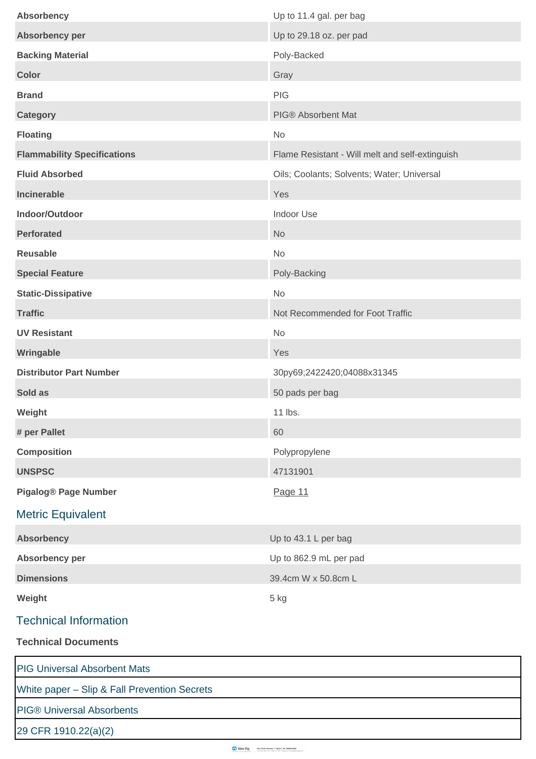| | |
|---|---|
| **Absorbency** | Up to 11.4 gal. per bag |
| **Absorbency per** | Up to 29.18 oz. per pad |
| **Backing Material** | Poly-Backed |
| **Color** | Gray |
| **Brand** | PIG |
| **Category** | PIG® Absorbent Mat |
| **Floating** | No |
| **Flammability Specifications** | Flame Resistant - Will melt and self-extinguish |
| **Fluid Absorbed** | Oils; Coolants; Solvents; Water; Universal |
| **Incinerable** | Yes |
| **Indoor/Outdoor** | Indoor Use |
| **Perforated** | No |
| **Reusable** | No |
| **Special Feature** | Poly-Backing |
| **Static-Dissipative** | No |
| **Traffic** | Not Recommended for Foot Traffic |
| **UV Resistant** | No |
| **Wringable** | Yes |
| **Distributor Part Number** | 30py69;2422420;04088x31345 |
| **Sold as** | 50 pads per bag |
| **Weight** | 11 lbs. |
| **# per Pallet** | 60 |
| **Composition** | Polypropylene |
| **UNSPSC** | 47131901 |
| **Pigalog® Page Number** | Page 11 |

## Metric Equivalent

| | |
|---|---|
| **Absorbency** | Up to 43.1 L per bag |
| **Absorbency per** | Up to 862.9 mL per pad |
| **Dimensions** | 39.4cm W x 50.8cm L |
| **Weight** | 5 kg |

## Technical Information

### Technical Documents

| |
|---|
| PIG Universal Absorbent Mats |
| White paper – Slip & Fall Prevention Secrets |
| PIG® Universal Absorbents |
| 29 CFR 1910.22(a)(2) |